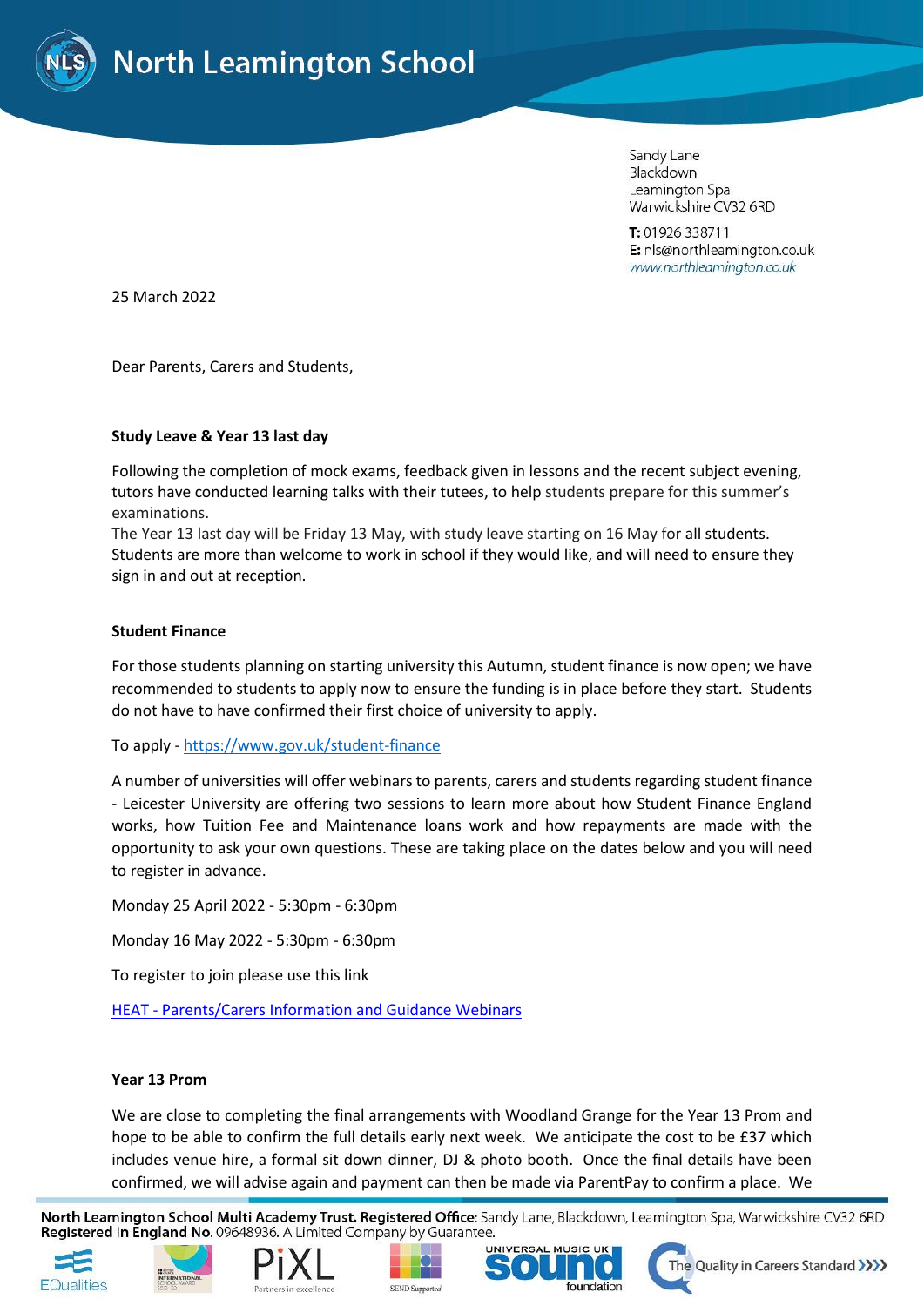# North Leamington School

Sandy Lane
Blackdown
Leamington Spa
Warwickshire CV32 6RD

**T:** 01926 338711
**E:** nls@northleamington.co.uk
www.northleamington.co.uk

25 March 2022

Dear Parents, Carers and Students,

**Study Leave & Year 13 last day**

Following the completion of mock exams, feedback given in lessons and the recent subject evening, tutors have conducted learning talks with their tutees, to help students prepare for this summer's examinations.
The Year 13 last day will be Friday 13 May, with study leave starting on 16 May for all students. Students are more than welcome to work in school if they would like, and will need to ensure they sign in and out at reception.

**Student Finance**

For those students planning on starting university this Autumn, student finance is now open; we have recommended to students to apply now to ensure the funding is in place before they start. Students do not have to have confirmed their first choice of university to apply.

To apply - https://www.gov.uk/student-finance

A number of universities will offer webinars to parents, carers and students regarding student finance - Leicester University are offering two sessions to learn more about how Student Finance England works, how Tuition Fee and Maintenance loans work and how repayments are made with the opportunity to ask your own questions. These are taking place on the dates below and you will need to register in advance.

Monday 25 April 2022 - 5:30pm - 6:30pm

Monday 16 May 2022 - 5:30pm - 6:30pm

To register to join please use this link

HEAT - Parents/Carers Information and Guidance Webinars

**Year 13 Prom**

We are close to completing the final arrangements with Woodland Grange for the Year 13 Prom and hope to be able to confirm the full details early next week. We anticipate the cost to be £37 which includes venue hire, a formal sit down dinner, DJ & photo booth. Once the final details have been confirmed, we will advise again and payment can then be made via ParentPay to confirm a place. We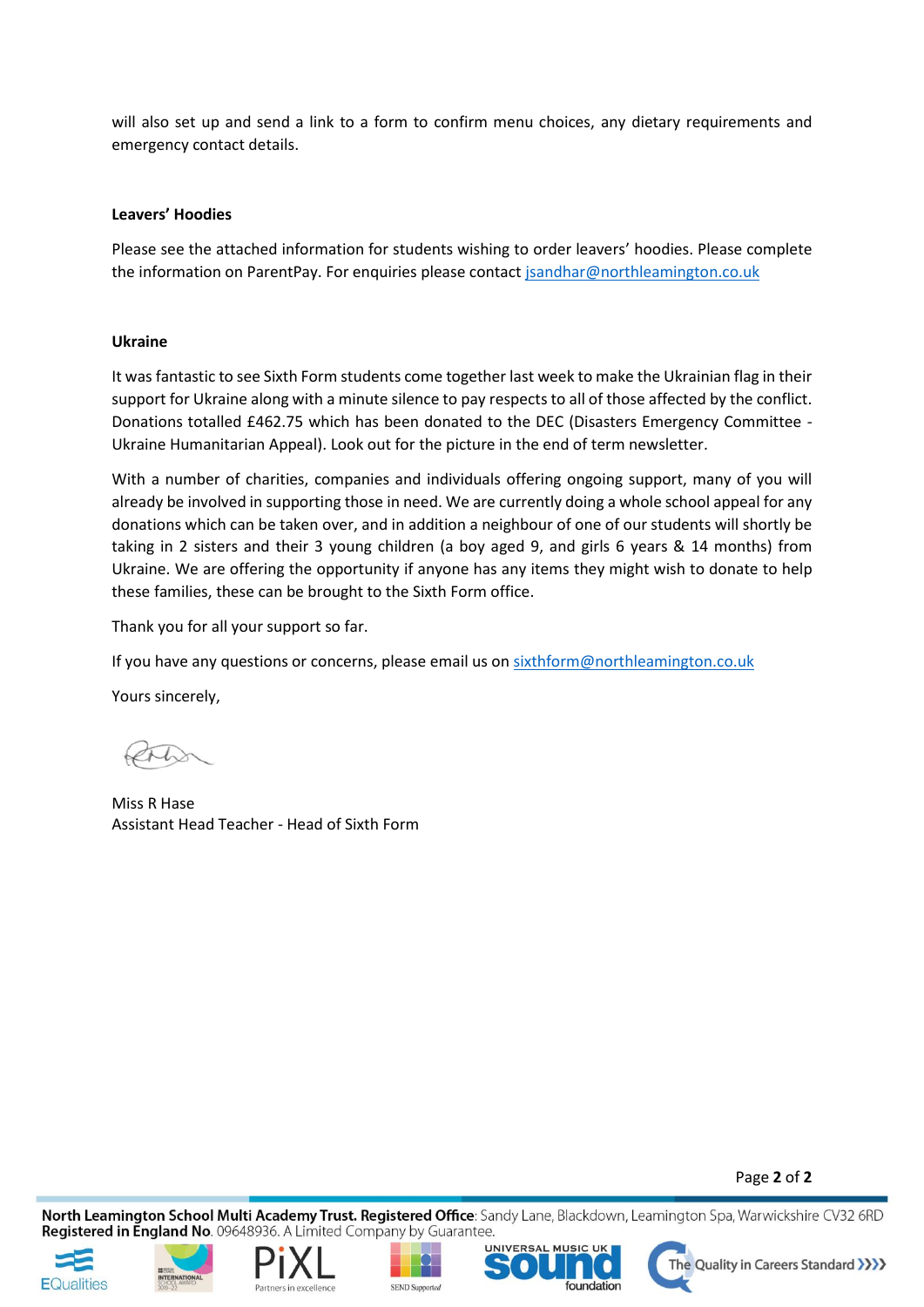will also set up and send a link to a form to confirm menu choices, any dietary requirements and emergency contact details.

**Leavers' Hoodies**

Please see the attached information for students wishing to order leavers' hoodies. Please complete the information on ParentPay. For enquiries please contact jsandhar@northleamington.co.uk

**Ukraine**

It was fantastic to see Sixth Form students come together last week to make the Ukrainian flag in their support for Ukraine along with a minute silence to pay respects to all of those affected by the conflict. Donations totalled £462.75 which has been donated to the DEC (Disasters Emergency Committee - Ukraine Humanitarian Appeal). Look out for the picture in the end of term newsletter.

With a number of charities, companies and individuals offering ongoing support, many of you will already be involved in supporting those in need. We are currently doing a whole school appeal for any donations which can be taken over, and in addition a neighbour of one of our students will shortly be taking in 2 sisters and their 3 young children (a boy aged 9, and girls 6 years & 14 months) from Ukraine. We are offering the opportunity if anyone has any items they might wish to donate to help these families, these can be brought to the Sixth Form office.

Thank you for all your support so far.

If you have any questions or concerns, please email us on sixthform@northleamington.co.uk

Yours sincerely,

Miss R Hase
Assistant Head Teacher - Head of Sixth Form

**North Leamington School Multi Academy Trust. Registered Office**: Sandy Lane, Blackdown, Leamington Spa, Warwickshire CV32 6RD
**Registered in England No**. 09648936. A Limited Company by Guarantee.